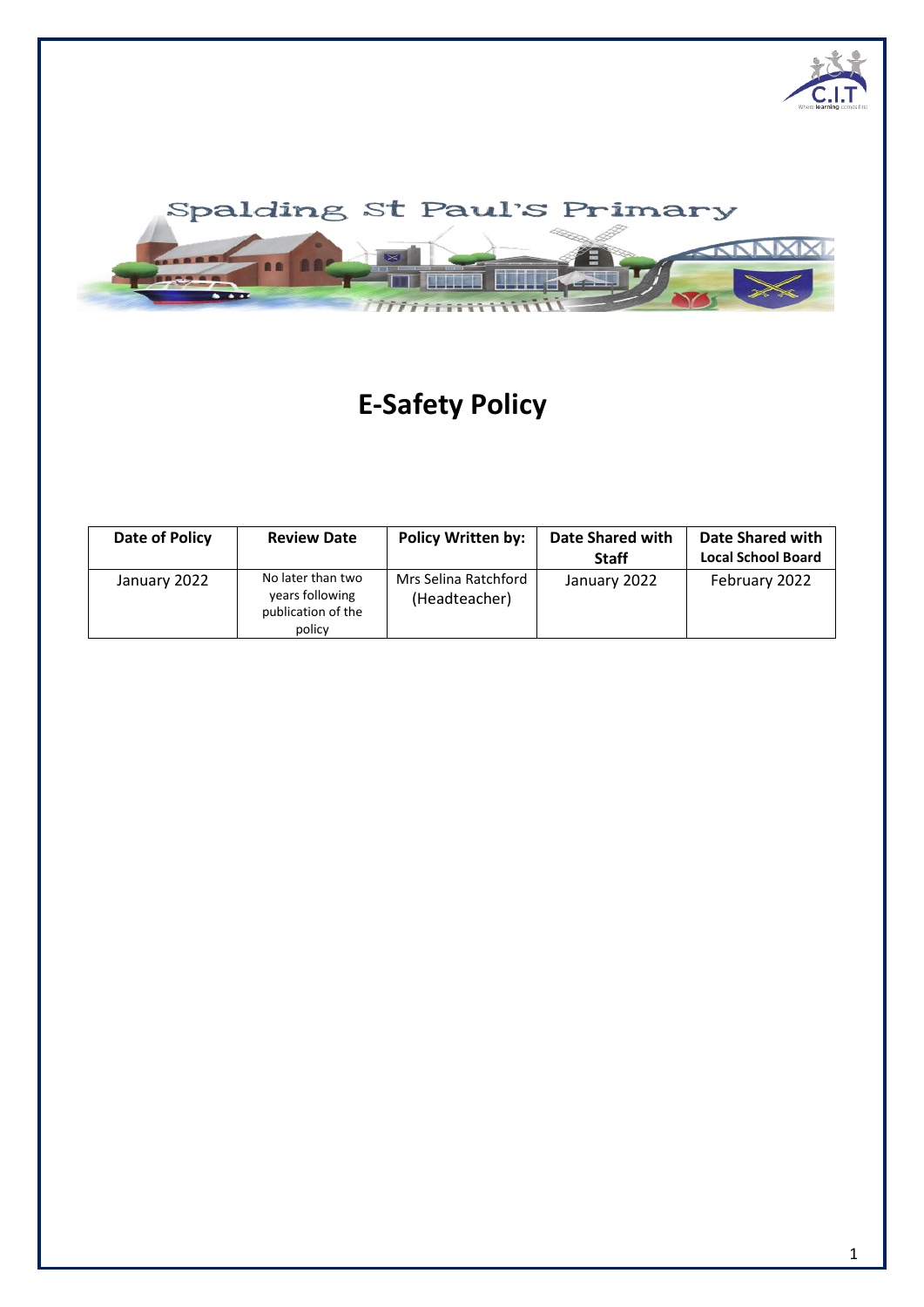Spalding St Paul's Primary

# E-Safety Policy

| Date of Policy | Review Date | Policy Written by: | Date Shared with Staff | Date Shared with Local School Board |
| --- | --- | --- | --- | --- |
| January 2022 | No later than two years following publication of the policy | Mrs Selina Ratchford (Headteacher) | January 2022 | February 2022 |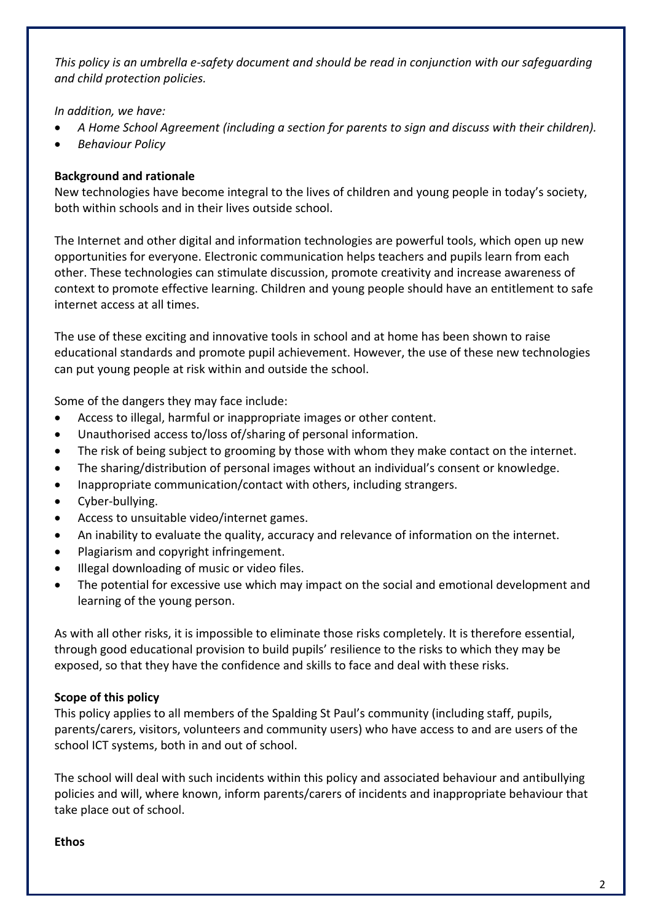*This policy is an umbrella e-safety document and should be read in conjunction with our safeguarding and child protection policies.*

*In addition, we have:*

- *A Home School Agreement (including a section for parents to sign and discuss with their children).*
- *Behaviour Policy*

**Background and rationale**

New technologies have become integral to the lives of children and young people in today's society, both within schools and in their lives outside school.

The Internet and other digital and information technologies are powerful tools, which open up new opportunities for everyone. Electronic communication helps teachers and pupils learn from each other. These technologies can stimulate discussion, promote creativity and increase awareness of context to promote effective learning. Children and young people should have an entitlement to safe internet access at all times.

The use of these exciting and innovative tools in school and at home has been shown to raise educational standards and promote pupil achievement. However, the use of these new technologies can put young people at risk within and outside the school.

Some of the dangers they may face include:

- Access to illegal, harmful or inappropriate images or other content.
- Unauthorised access to/loss of/sharing of personal information.
- The risk of being subject to grooming by those with whom they make contact on the internet.
- The sharing/distribution of personal images without an individual's consent or knowledge.
- Inappropriate communication/contact with others, including strangers.
- Cyber-bullying.
- Access to unsuitable video/internet games.
- An inability to evaluate the quality, accuracy and relevance of information on the internet.
- Plagiarism and copyright infringement.
- Illegal downloading of music or video files.
- The potential for excessive use which may impact on the social and emotional development and learning of the young person.

As with all other risks, it is impossible to eliminate those risks completely. It is therefore essential, through good educational provision to build pupils' resilience to the risks to which they may be exposed, so that they have the confidence and skills to face and deal with these risks.

**Scope of this policy**

This policy applies to all members of the Spalding St Paul's community (including staff, pupils, parents/carers, visitors, volunteers and community users) who have access to and are users of the school ICT systems, both in and out of school.

The school will deal with such incidents within this policy and associated behaviour and antibullying policies and will, where known, inform parents/carers of incidents and inappropriate behaviour that take place out of school.

**Ethos**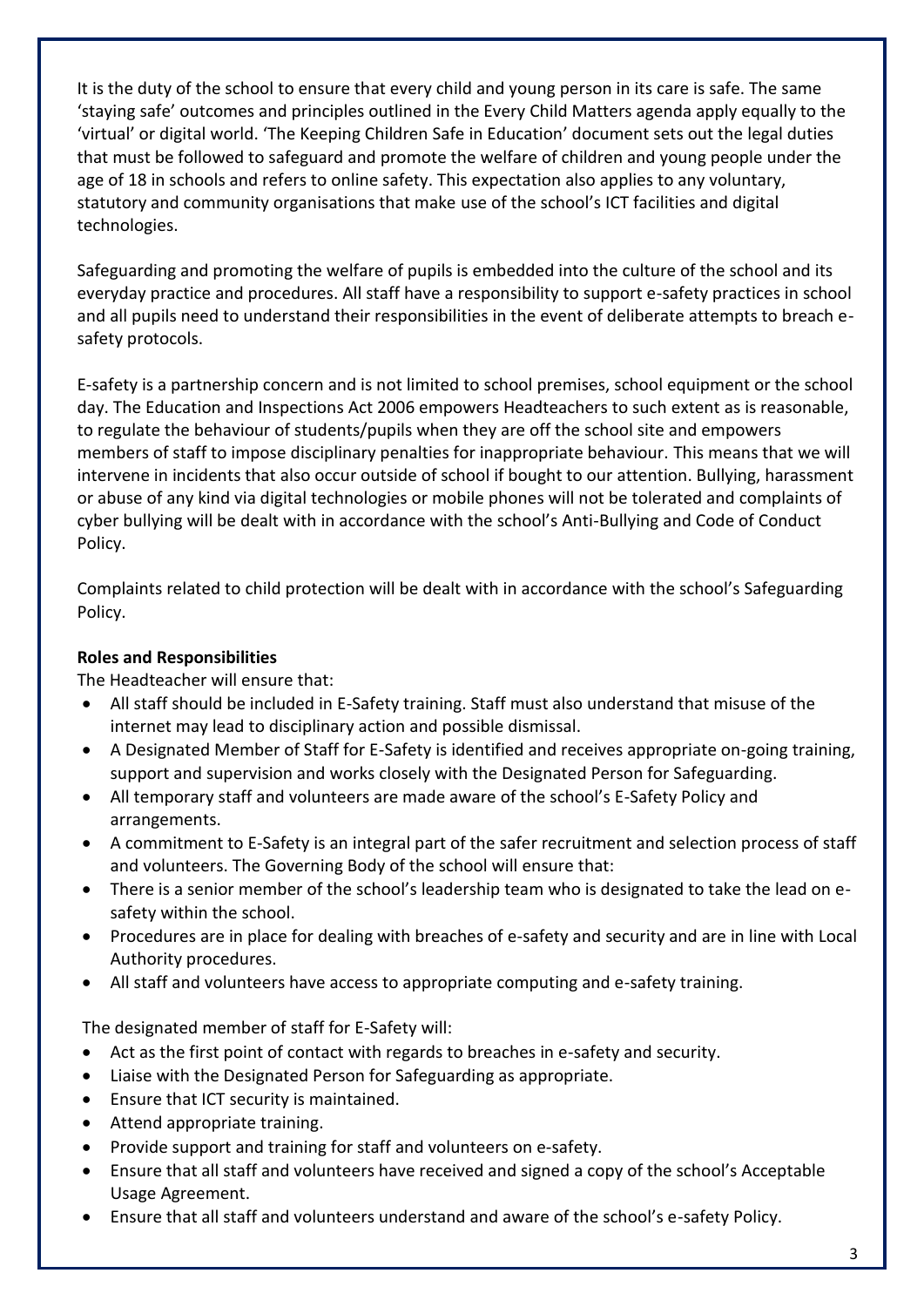It is the duty of the school to ensure that every child and young person in its care is safe. The same 'staying safe' outcomes and principles outlined in the Every Child Matters agenda apply equally to the 'virtual' or digital world. 'The Keeping Children Safe in Education' document sets out the legal duties that must be followed to safeguard and promote the welfare of children and young people under the age of 18 in schools and refers to online safety. This expectation also applies to any voluntary, statutory and community organisations that make use of the school's ICT facilities and digital technologies.

Safeguarding and promoting the welfare of pupils is embedded into the culture of the school and its everyday practice and procedures. All staff have a responsibility to support e-safety practices in school and all pupils need to understand their responsibilities in the event of deliberate attempts to breach e-safety protocols.

E-safety is a partnership concern and is not limited to school premises, school equipment or the school day. The Education and Inspections Act 2006 empowers Headteachers to such extent as is reasonable, to regulate the behaviour of students/pupils when they are off the school site and empowers members of staff to impose disciplinary penalties for inappropriate behaviour. This means that we will intervene in incidents that also occur outside of school if bought to our attention. Bullying, harassment or abuse of any kind via digital technologies or mobile phones will not be tolerated and complaints of cyber bullying will be dealt with in accordance with the school's Anti-Bullying and Code of Conduct Policy.

Complaints related to child protection will be dealt with in accordance with the school's Safeguarding Policy.

**Roles and Responsibilities**

The Headteacher will ensure that:

- All staff should be included in E-Safety training. Staff must also understand that misuse of the internet may lead to disciplinary action and possible dismissal.
- A Designated Member of Staff for E-Safety is identified and receives appropriate on-going training, support and supervision and works closely with the Designated Person for Safeguarding.
- All temporary staff and volunteers are made aware of the school's E-Safety Policy and arrangements.
- A commitment to E-Safety is an integral part of the safer recruitment and selection process of staff and volunteers. The Governing Body of the school will ensure that:
- There is a senior member of the school's leadership team who is designated to take the lead on e-safety within the school.
- Procedures are in place for dealing with breaches of e-safety and security and are in line with Local Authority procedures.
- All staff and volunteers have access to appropriate computing and e-safety training.

The designated member of staff for E-Safety will:

- Act as the first point of contact with regards to breaches in e-safety and security.
- Liaise with the Designated Person for Safeguarding as appropriate.
- Ensure that ICT security is maintained.
- Attend appropriate training.
- Provide support and training for staff and volunteers on e-safety.
- Ensure that all staff and volunteers have received and signed a copy of the school's Acceptable Usage Agreement.
- Ensure that all staff and volunteers understand and aware of the school's e-safety Policy.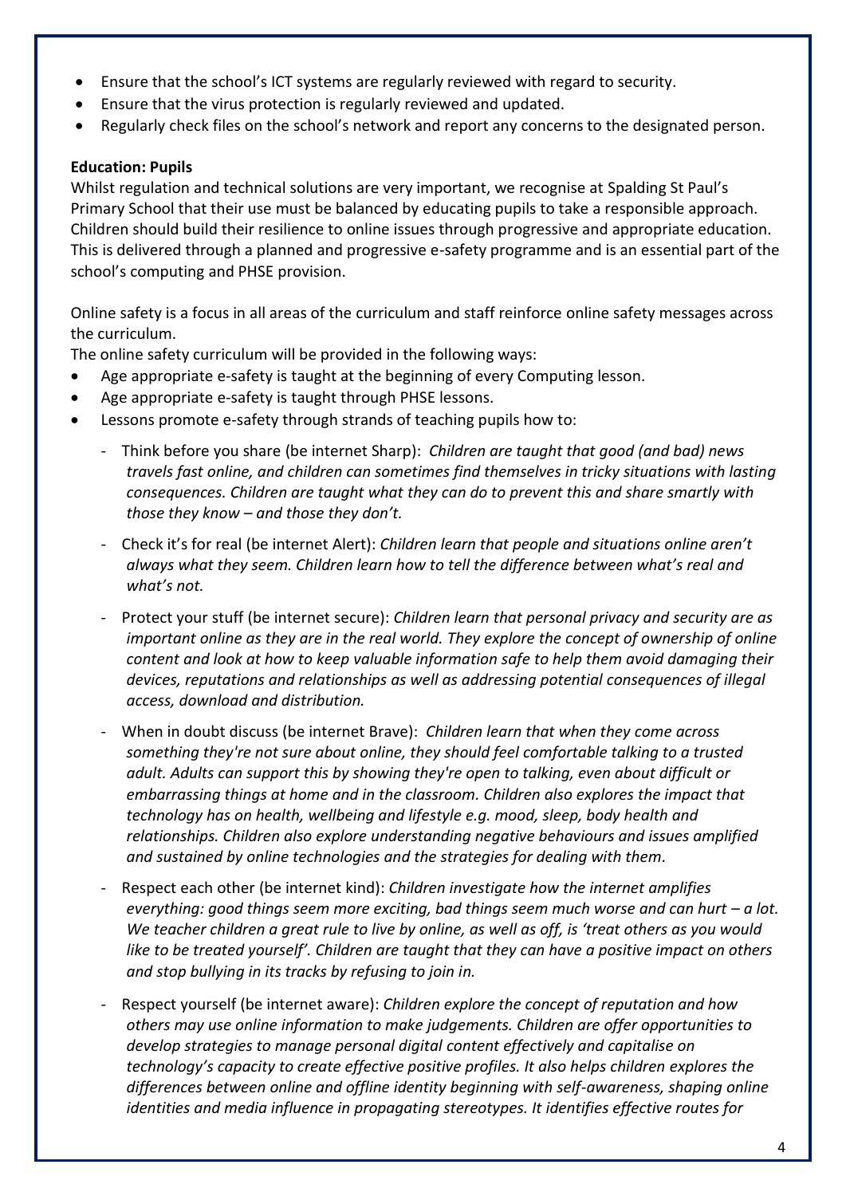- Ensure that the school's ICT systems are regularly reviewed with regard to security.
- Ensure that the virus protection is regularly reviewed and updated.
- Regularly check files on the school's network and report any concerns to the designated person.

**Education: Pupils**

Whilst regulation and technical solutions are very important, we recognise at Spalding St Paul's Primary School that their use must be balanced by educating pupils to take a responsible approach. Children should build their resilience to online issues through progressive and appropriate education. This is delivered through a planned and progressive e-safety programme and is an essential part of the school's computing and PHSE provision.

Online safety is a focus in all areas of the curriculum and staff reinforce online safety messages across the curriculum.

The online safety curriculum will be provided in the following ways:

- Age appropriate e-safety is taught at the beginning of every Computing lesson.
- Age appropriate e-safety is taught through PHSE lessons.
- Lessons promote e-safety through strands of teaching pupils how to:
  - Think before you share (be internet Sharp): *Children are taught that good (and bad) news travels fast online, and children can sometimes find themselves in tricky situations with lasting consequences. Children are taught what they can do to prevent this and share smartly with those they know – and those they don't.*
  - Check it's for real (be internet Alert): *Children learn that people and situations online aren't always what they seem. Children learn how to tell the difference between what's real and what's not.*
  - Protect your stuff (be internet secure): *Children learn that personal privacy and security are as important online as they are in the real world. They explore the concept of ownership of online content and look at how to keep valuable information safe to help them avoid damaging their devices, reputations and relationships as well as addressing potential consequences of illegal access, download and distribution.*
  - When in doubt discuss (be internet Brave): *Children learn that when they come across something they're not sure about online, they should feel comfortable talking to a trusted adult. Adults can support this by showing they're open to talking, even about difficult or embarrassing things at home and in the classroom. Children also explores the impact that technology has on health, wellbeing and lifestyle e.g. mood, sleep, body health and relationships. Children also explore understanding negative behaviours and issues amplified and sustained by online technologies and the strategies for dealing with them.*
  - Respect each other (be internet kind): *Children investigate how the internet amplifies everything: good things seem more exciting, bad things seem much worse and can hurt – a lot. We teacher children a great rule to live by online, as well as off, is 'treat others as you would like to be treated yourself'. Children are taught that they can have a positive impact on others and stop bullying in its tracks by refusing to join in.*
  - Respect yourself (be internet aware): *Children explore the concept of reputation and how others may use online information to make judgements. Children are offer opportunities to develop strategies to manage personal digital content effectively and capitalise on technology's capacity to create effective positive profiles. It also helps children explores the differences between online and offline identity beginning with self-awareness, shaping online identities and media influence in propagating stereotypes. It identifies effective routes for*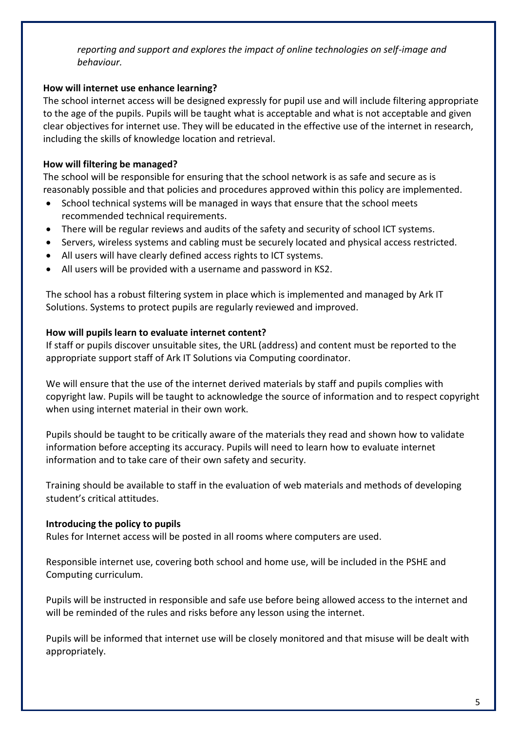*reporting and support and explores the impact of online technologies on self-image and behaviour.*

**How will internet use enhance learning?**

The school internet access will be designed expressly for pupil use and will include filtering appropriate to the age of the pupils. Pupils will be taught what is acceptable and what is not acceptable and given clear objectives for internet use. They will be educated in the effective use of the internet in research, including the skills of knowledge location and retrieval.

**How will filtering be managed?**

The school will be responsible for ensuring that the school network is as safe and secure as is reasonably possible and that policies and procedures approved within this policy are implemented.

- School technical systems will be managed in ways that ensure that the school meets recommended technical requirements.
- There will be regular reviews and audits of the safety and security of school ICT systems.
- Servers, wireless systems and cabling must be securely located and physical access restricted.
- All users will have clearly defined access rights to ICT systems.
- All users will be provided with a username and password in KS2.

The school has a robust filtering system in place which is implemented and managed by Ark IT Solutions. Systems to protect pupils are regularly reviewed and improved.

**How will pupils learn to evaluate internet content?**

If staff or pupils discover unsuitable sites, the URL (address) and content must be reported to the appropriate support staff of Ark IT Solutions via Computing coordinator.

We will ensure that the use of the internet derived materials by staff and pupils complies with copyright law. Pupils will be taught to acknowledge the source of information and to respect copyright when using internet material in their own work.

Pupils should be taught to be critically aware of the materials they read and shown how to validate information before accepting its accuracy. Pupils will need to learn how to evaluate internet information and to take care of their own safety and security.

Training should be available to staff in the evaluation of web materials and methods of developing student's critical attitudes.

**Introducing the policy to pupils**

Rules for Internet access will be posted in all rooms where computers are used.

Responsible internet use, covering both school and home use, will be included in the PSHE and Computing curriculum.

Pupils will be instructed in responsible and safe use before being allowed access to the internet and will be reminded of the rules and risks before any lesson using the internet.

Pupils will be informed that internet use will be closely monitored and that misuse will be dealt with appropriately.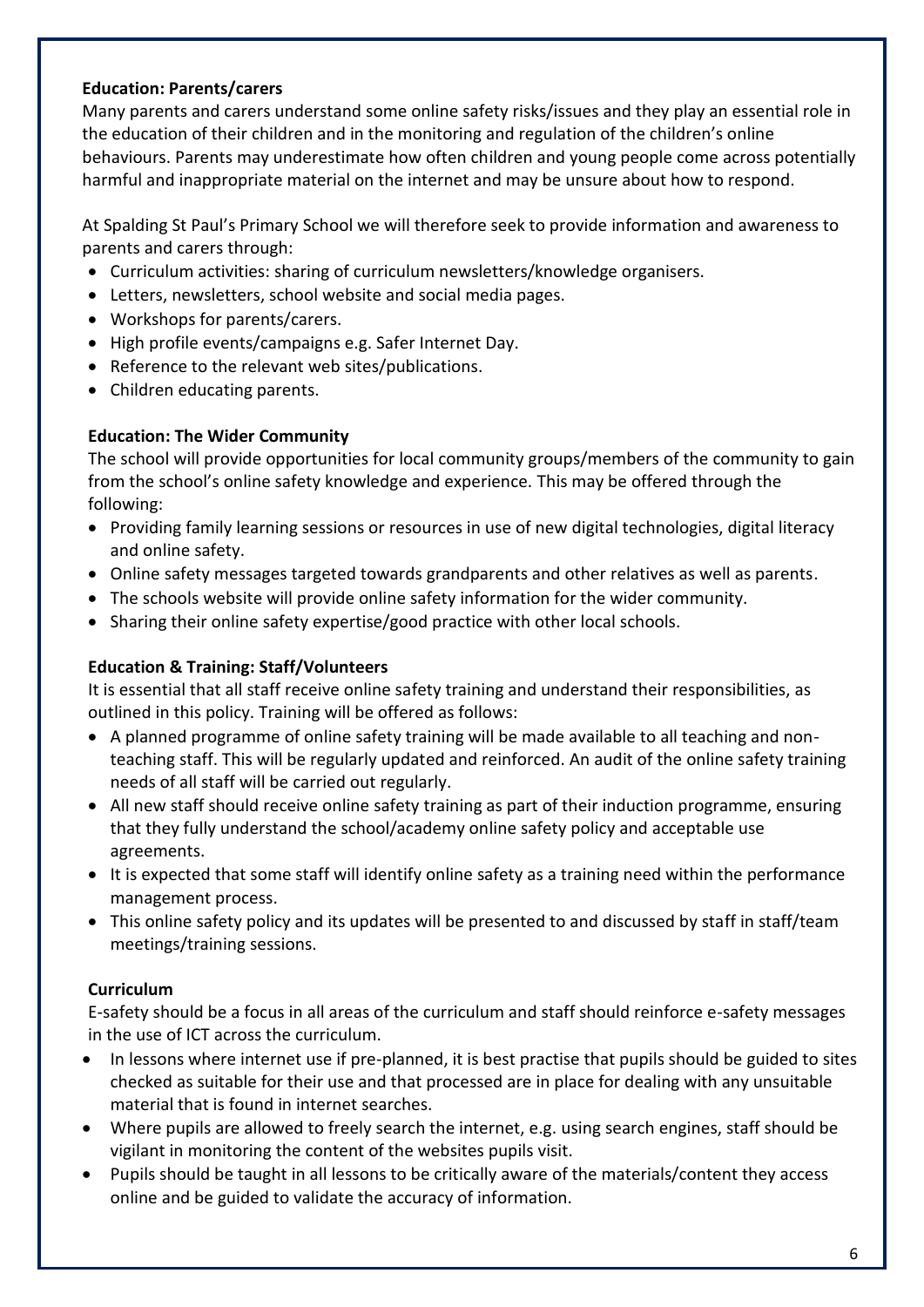**Education: Parents/carers**

Many parents and carers understand some online safety risks/issues and they play an essential role in the education of their children and in the monitoring and regulation of the children's online behaviours. Parents may underestimate how often children and young people come across potentially harmful and inappropriate material on the internet and may be unsure about how to respond.

At Spalding St Paul's Primary School we will therefore seek to provide information and awareness to parents and carers through:

- Curriculum activities: sharing of curriculum newsletters/knowledge organisers.
- Letters, newsletters, school website and social media pages.
- Workshops for parents/carers.
- High profile events/campaigns e.g. Safer Internet Day.
- Reference to the relevant web sites/publications.
- Children educating parents.

**Education: The Wider Community**

The school will provide opportunities for local community groups/members of the community to gain from the school's online safety knowledge and experience. This may be offered through the following:

- Providing family learning sessions or resources in use of new digital technologies, digital literacy and online safety.
- Online safety messages targeted towards grandparents and other relatives as well as parents.
- The schools website will provide online safety information for the wider community.
- Sharing their online safety expertise/good practice with other local schools.

**Education & Training: Staff/Volunteers**

It is essential that all staff receive online safety training and understand their responsibilities, as outlined in this policy. Training will be offered as follows:

- A planned programme of online safety training will be made available to all teaching and non-teaching staff. This will be regularly updated and reinforced. An audit of the online safety training needs of all staff will be carried out regularly.
- All new staff should receive online safety training as part of their induction programme, ensuring that they fully understand the school/academy online safety policy and acceptable use agreements.
- It is expected that some staff will identify online safety as a training need within the performance management process.
- This online safety policy and its updates will be presented to and discussed by staff in staff/team meetings/training sessions.

**Curriculum**

E-safety should be a focus in all areas of the curriculum and staff should reinforce e-safety messages in the use of ICT across the curriculum.

- In lessons where internet use if pre-planned, it is best practise that pupils should be guided to sites checked as suitable for their use and that processed are in place for dealing with any unsuitable material that is found in internet searches.
- Where pupils are allowed to freely search the internet, e.g. using search engines, staff should be vigilant in monitoring the content of the websites pupils visit.
- Pupils should be taught in all lessons to be critically aware of the materials/content they access online and be guided to validate the accuracy of information.